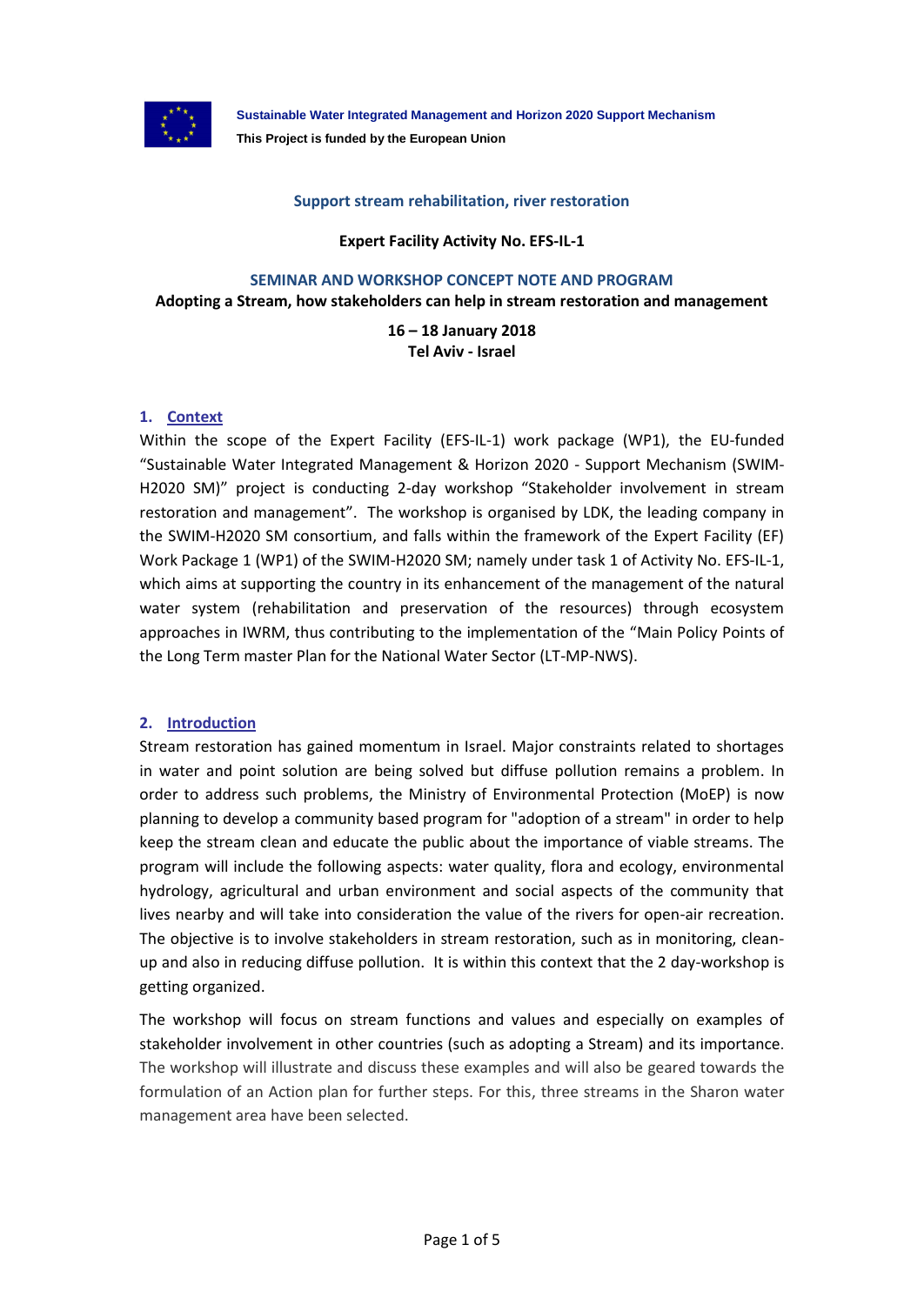**Sustainable Water Integrated Management and Horizon 2020 Support Mechanism**

**This Project is funded by the European Union**

## Support stream rehabilitation, river restoration

**Expert Facility Activity No. EFS-IL-1**

## SEMINAR AND WORKSHOP CONCEPT NOTE AND PROGRAM

**Adopting a Stream, how stakeholders can help in stream restoration and management**

**16 – 18 January 2018**
**Tel Aviv - Israel**

### 1. Context

Within the scope of the Expert Facility (EFS-IL-1) work package (WP1), the EU-funded "Sustainable Water Integrated Management & Horizon 2020 - Support Mechanism (SWIM-H2020 SM)" project is conducting 2-day workshop "Stakeholder involvement in stream restoration and management". The workshop is organised by LDK, the leading company in the SWIM-H2020 SM consortium, and falls within the framework of the Expert Facility (EF) Work Package 1 (WP1) of the SWIM-H2020 SM; namely under task 1 of Activity No. EFS-IL-1, which aims at supporting the country in its enhancement of the management of the natural water system (rehabilitation and preservation of the resources) through ecosystem approaches in IWRM, thus contributing to the implementation of the "Main Policy Points of the Long Term master Plan for the National Water Sector (LT-MP-NWS).

### 2. Introduction

Stream restoration has gained momentum in Israel. Major constraints related to shortages in water and point solution are being solved but diffuse pollution remains a problem. In order to address such problems, the Ministry of Environmental Protection (MoEP) is now planning to develop a community based program for "adoption of a stream" in order to help keep the stream clean and educate the public about the importance of viable streams. The program will include the following aspects: water quality, flora and ecology, environmental hydrology, agricultural and urban environment and social aspects of the community that lives nearby and will take into consideration the value of the rivers for open-air recreation. The objective is to involve stakeholders in stream restoration, such as in monitoring, clean-up and also in reducing diffuse pollution. It is within this context that the 2 day-workshop is getting organized.

The workshop will focus on stream functions and values and especially on examples of stakeholder involvement in other countries (such as adopting a Stream) and its importance. The workshop will illustrate and discuss these examples and will also be geared towards the formulation of an Action plan for further steps. For this, three streams in the Sharon water management area have been selected.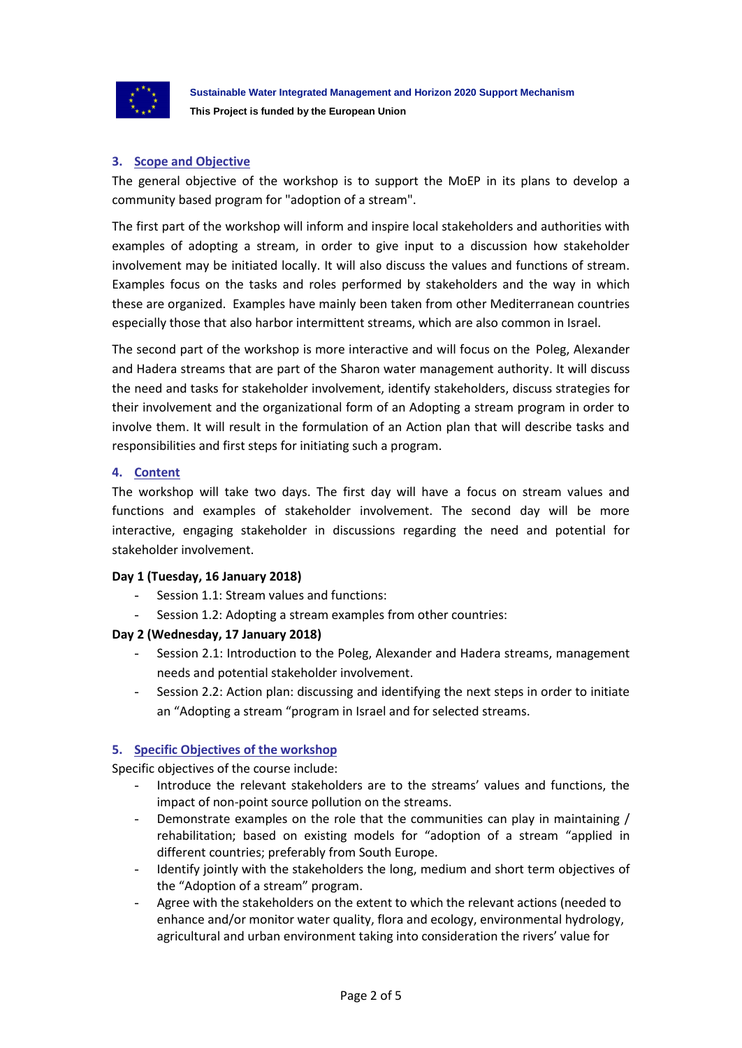## 3. Scope and Objective

The general objective of the workshop is to support the MoEP in its plans to develop a community based program for "adoption of a stream".

The first part of the workshop will inform and inspire local stakeholders and authorities with examples of adopting a stream, in order to give input to a discussion how stakeholder involvement may be initiated locally. It will also discuss the values and functions of stream. Examples focus on the tasks and roles performed by stakeholders and the way in which these are organized. Examples have mainly been taken from other Mediterranean countries especially those that also harbor intermittent streams, which are also common in Israel.

The second part of the workshop is more interactive and will focus on the Poleg, Alexander and Hadera streams that are part of the Sharon water management authority. It will discuss the need and tasks for stakeholder involvement, identify stakeholders, discuss strategies for their involvement and the organizational form of an Adopting a stream program in order to involve them. It will result in the formulation of an Action plan that will describe tasks and responsibilities and first steps for initiating such a program.

## 4. Content

The workshop will take two days. The first day will have a focus on stream values and functions and examples of stakeholder involvement. The second day will be more interactive, engaging stakeholder in discussions regarding the need and potential for stakeholder involvement.

**Day 1 (Tuesday, 16 January 2018)**

- Session 1.1: Stream values and functions:
- Session 1.2: Adopting a stream examples from other countries:

**Day 2 (Wednesday, 17 January 2018)**

- Session 2.1: Introduction to the Poleg, Alexander and Hadera streams, management needs and potential stakeholder involvement.
- Session 2.2: Action plan: discussing and identifying the next steps in order to initiate an "Adopting a stream "program in Israel and for selected streams.

## 5. Specific Objectives of the workshop

Specific objectives of the course include:

- Introduce the relevant stakeholders are to the streams' values and functions, the impact of non-point source pollution on the streams.
- Demonstrate examples on the role that the communities can play in maintaining / rehabilitation; based on existing models for "adoption of a stream "applied in different countries; preferably from South Europe.
- Identify jointly with the stakeholders the long, medium and short term objectives of the "Adoption of a stream" program.
- Agree with the stakeholders on the extent to which the relevant actions (needed to enhance and/or monitor water quality, flora and ecology, environmental hydrology, agricultural and urban environment taking into consideration the rivers' value for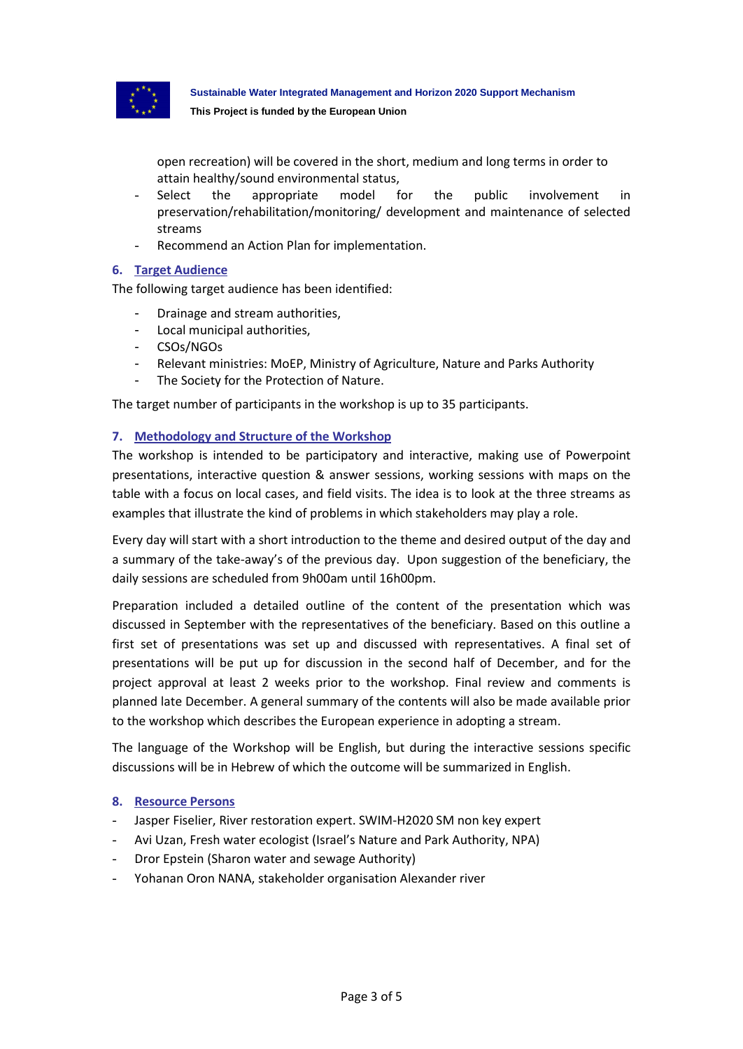open recreation) will be covered in the short, medium and long terms in order to attain healthy/sound environmental status,
- Select the appropriate model for the public involvement in preservation/rehabilitation/monitoring/ development and maintenance of selected streams
- Recommend an Action Plan for implementation.

## 6. Target Audience

The following target audience has been identified:

- Drainage and stream authorities,
- Local municipal authorities,
- CSOs/NGOs
- Relevant ministries: MoEP, Ministry of Agriculture, Nature and Parks Authority
- The Society for the Protection of Nature.

The target number of participants in the workshop is up to 35 participants.

## 7. Methodology and Structure of the Workshop

The workshop is intended to be participatory and interactive, making use of Powerpoint presentations, interactive question & answer sessions, working sessions with maps on the table with a focus on local cases, and field visits. The idea is to look at the three streams as examples that illustrate the kind of problems in which stakeholders may play a role.

Every day will start with a short introduction to the theme and desired output of the day and a summary of the take-away's of the previous day. Upon suggestion of the beneficiary, the daily sessions are scheduled from 9h00am until 16h00pm.

Preparation included a detailed outline of the content of the presentation which was discussed in September with the representatives of the beneficiary. Based on this outline a first set of presentations was set up and discussed with representatives. A final set of presentations will be put up for discussion in the second half of December, and for the project approval at least 2 weeks prior to the workshop. Final review and comments is planned late December. A general summary of the contents will also be made available prior to the workshop which describes the European experience in adopting a stream.

The language of the Workshop will be English, but during the interactive sessions specific discussions will be in Hebrew of which the outcome will be summarized in English.

## 8. Resource Persons

- Jasper Fiselier, River restoration expert. SWIM-H2020 SM non key expert
- Avi Uzan, Fresh water ecologist (Israel's Nature and Park Authority, NPA)
- Dror Epstein (Sharon water and sewage Authority)
- Yohanan Oron NANA, stakeholder organisation Alexander river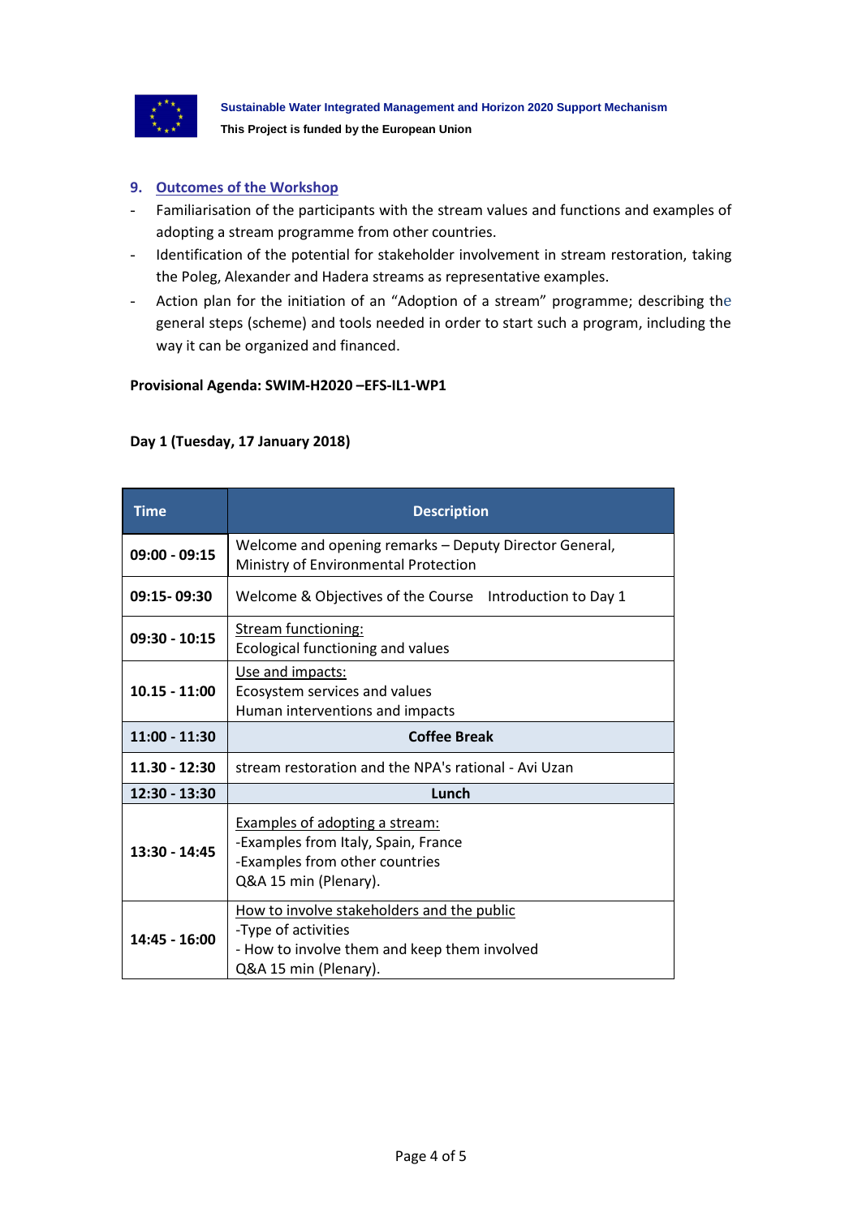## 9. Outcomes of the Workshop

- Familiarisation of the participants with the stream values and functions and examples of adopting a stream programme from other countries.
- Identification of the potential for stakeholder involvement in stream restoration, taking the Poleg, Alexander and Hadera streams as representative examples.
- Action plan for the initiation of an "Adoption of a stream" programme; describing the general steps (scheme) and tools needed in order to start such a program, including the way it can be organized and financed.

**Provisional Agenda: SWIM-H2020 –EFS-IL1-WP1**

**Day 1 (Tuesday, 17 January 2018)**

| Time | Description |
|---|---|
| **09:00 - 09:15** | Welcome and opening remarks – Deputy Director General, Ministry of Environmental Protection |
| **09:15- 09:30** | Welcome & Objectives of the Course Introduction to Day 1 |
| **09:30 - 10:15** | Stream functioning:<br>Ecological functioning and values |
| **10.15 - 11:00** | Use and impacts:<br>Ecosystem services and values<br>Human interventions and impacts |
| **11:00 - 11:30** | **Coffee Break** |
| **11.30 - 12:30** | stream restoration and the NPA's rational - Avi Uzan |
| **12:30 - 13:30** | **Lunch** |
| **13:30 - 14:45** | Examples of adopting a stream:<br>-Examples from Italy, Spain, France<br>-Examples from other countries<br>Q&A 15 min (Plenary). |
| **14:45 - 16:00** | How to involve stakeholders and the public<br>-Type of activities<br>- How to involve them and keep them involved<br>Q&A 15 min (Plenary). |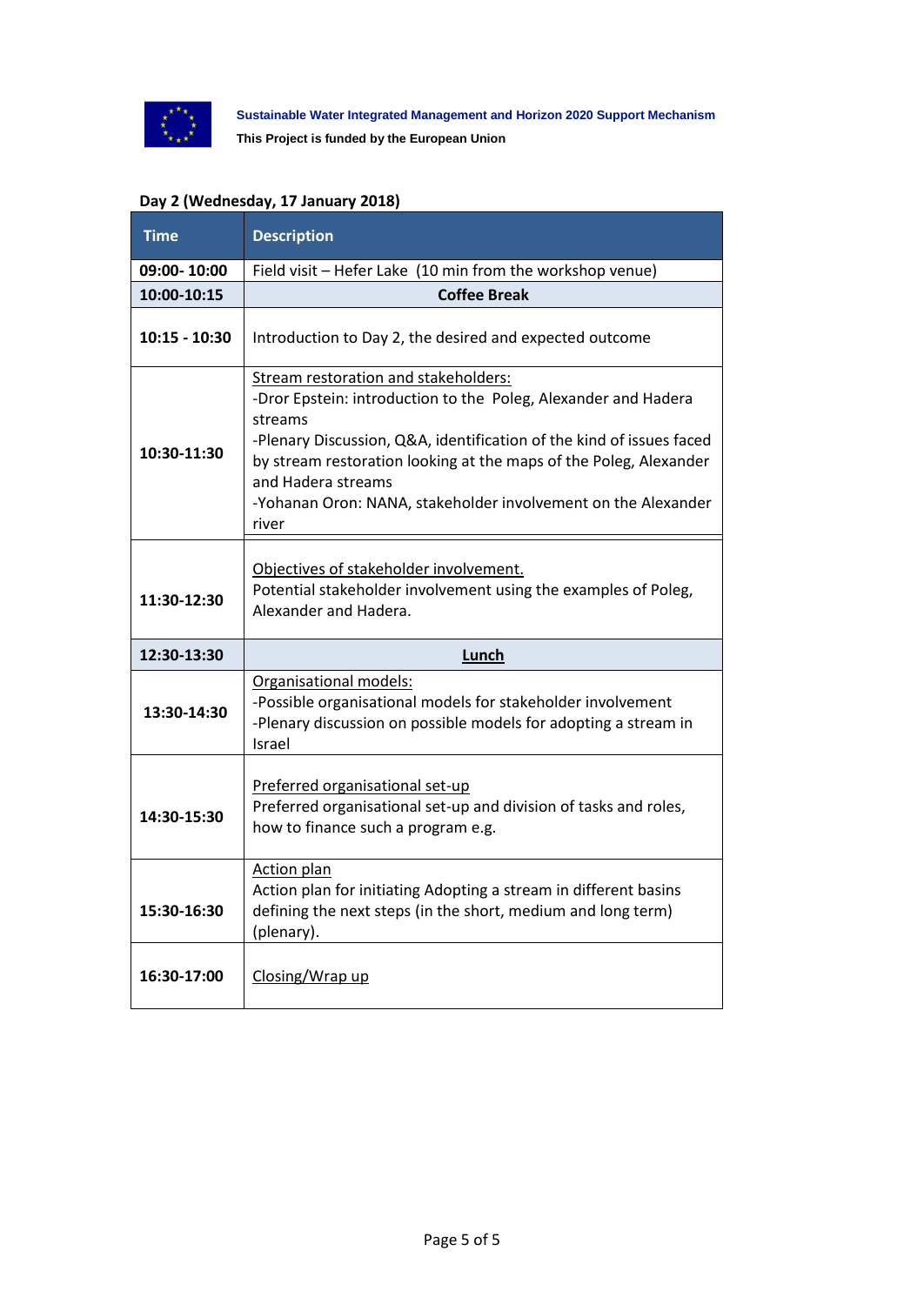**Day 2 (Wednesday, 17 January 2018)**

| Time | Description |
|---|---|
| **09:00- 10:00** | Field visit – Hefer Lake (10 min from the workshop venue) |
| **10:00-10:15** | **Coffee Break** |
| **10:15 - 10:30** | Introduction to Day 2, the desired and expected outcome |
| **10:30-11:30** | Stream restoration and stakeholders:<br>-Dror Epstein: introduction to the Poleg, Alexander and Hadera streams<br>-Plenary Discussion, Q&A, identification of the kind of issues faced by stream restoration looking at the maps of the Poleg, Alexander and Hadera streams<br>-Yohanan Oron: NANA, stakeholder involvement on the Alexander river |
| **11:30-12:30** | Objectives of stakeholder involvement.<br>Potential stakeholder involvement using the examples of Poleg, Alexander and Hadera. |
| **12:30-13:30** | **Lunch** |
| **13:30-14:30** | Organisational models:<br>-Possible organisational models for stakeholder involvement<br>-Plenary discussion on possible models for adopting a stream in Israel |
| **14:30-15:30** | Preferred organisational set-up<br>Preferred organisational set-up and division of tasks and roles, how to finance such a program e.g. |
| **15:30-16:30** | Action plan<br>Action plan for initiating Adopting a stream in different basins defining the next steps (in the short, medium and long term) (plenary). |
| **16:30-17:00** | Closing/Wrap up |